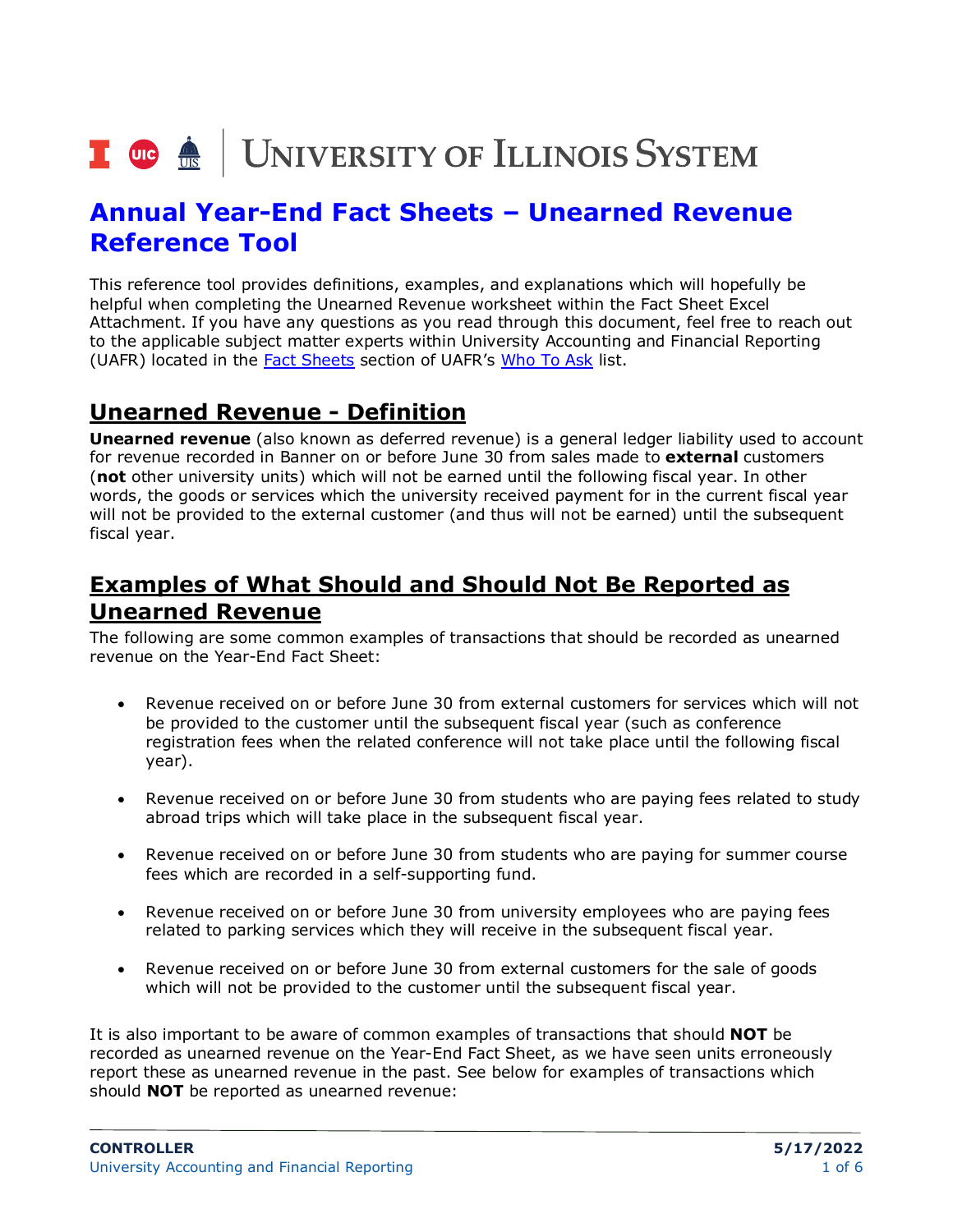UNIVERSITY OF ILLINOIS SYSTEM

# Annual Year-End Fact Sheets – Unearned Revenue Reference Tool

This reference tool provides definitions, examples, and explanations which will hopefully be helpful when completing the Unearned Revenue worksheet within the Fact Sheet Excel Attachment. If you have any questions as you read through this document, feel free to reach out to the applicable subject matter experts within University Accounting and Financial Reporting (UAFR) located in the Fact Sheets section of UAFR's Who To Ask list.

## Unearned Revenue - Definition

**Unearned revenue** (also known as deferred revenue) is a general ledger liability used to account for revenue recorded in Banner on or before June 30 from sales made to **external** customers (**not** other university units) which will not be earned until the following fiscal year. In other words, the goods or services which the university received payment for in the current fiscal year will not be provided to the external customer (and thus will not be earned) until the subsequent fiscal year.

## Examples of What Should and Should Not Be Reported as Unearned Revenue

The following are some common examples of transactions that should be recorded as unearned revenue on the Year-End Fact Sheet:

- Revenue received on or before June 30 from external customers for services which will not be provided to the customer until the subsequent fiscal year (such as conference registration fees when the related conference will not take place until the following fiscal year).
- Revenue received on or before June 30 from students who are paying fees related to study abroad trips which will take place in the subsequent fiscal year.
- Revenue received on or before June 30 from students who are paying for summer course fees which are recorded in a self-supporting fund.
- Revenue received on or before June 30 from university employees who are paying fees related to parking services which they will receive in the subsequent fiscal year.
- Revenue received on or before June 30 from external customers for the sale of goods which will not be provided to the customer until the subsequent fiscal year.

It is also important to be aware of common examples of transactions that should **NOT** be recorded as unearned revenue on the Year-End Fact Sheet, as we have seen units erroneously report these as unearned revenue in the past. See below for examples of transactions which should **NOT** be reported as unearned revenue: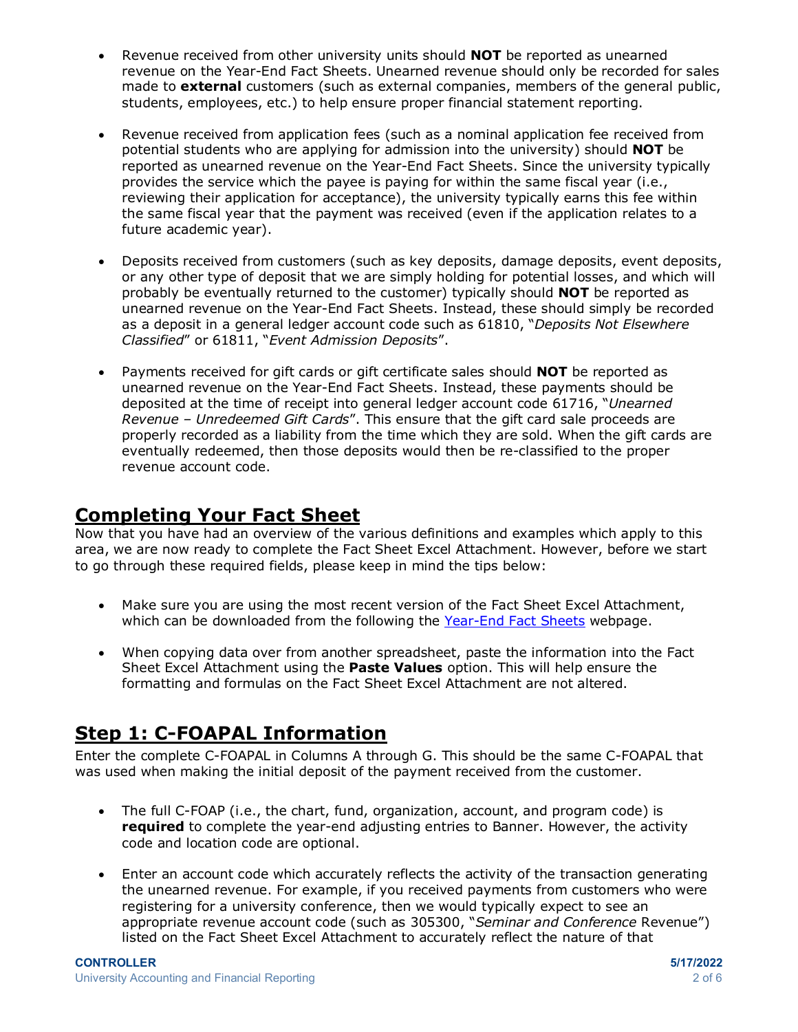- Revenue received from other university units should **NOT** be reported as unearned revenue on the Year-End Fact Sheets. Unearned revenue should only be recorded for sales made to **external** customers (such as external companies, members of the general public, students, employees, etc.) to help ensure proper financial statement reporting.

- Revenue received from application fees (such as a nominal application fee received from potential students who are applying for admission into the university) should **NOT** be reported as unearned revenue on the Year-End Fact Sheets. Since the university typically provides the service which the payee is paying for within the same fiscal year (i.e., reviewing their application for acceptance), the university typically earns this fee within the same fiscal year that the payment was received (even if the application relates to a future academic year).

- Deposits received from customers (such as key deposits, damage deposits, event deposits, or any other type of deposit that we are simply holding for potential losses, and which will probably be eventually returned to the customer) typically should **NOT** be reported as unearned revenue on the Year-End Fact Sheets. Instead, these should simply be recorded as a deposit in a general ledger account code such as 61810, "*Deposits Not Elsewhere Classified*" or 61811, "*Event Admission Deposits*".

- Payments received for gift cards or gift certificate sales should **NOT** be reported as unearned revenue on the Year-End Fact Sheets. Instead, these payments should be deposited at the time of receipt into general ledger account code 61716, "*Unearned Revenue – Unredeemed Gift Cards*". This ensure that the gift card sale proceeds are properly recorded as a liability from the time which they are sold. When the gift cards are eventually redeemed, then those deposits would then be re-classified to the proper revenue account code.

## Completing Your Fact Sheet

Now that you have had an overview of the various definitions and examples which apply to this area, we are now ready to complete the Fact Sheet Excel Attachment. However, before we start to go through these required fields, please keep in mind the tips below:

- Make sure you are using the most recent version of the Fact Sheet Excel Attachment, which can be downloaded from the following the [Year-End Fact Sheets]() webpage.

- When copying data over from another spreadsheet, paste the information into the Fact Sheet Excel Attachment using the **Paste Values** option. This will help ensure the formatting and formulas on the Fact Sheet Excel Attachment are not altered.

## Step 1: C-FOAPAL Information

Enter the complete C-FOAPAL in Columns A through G. This should be the same C-FOAPAL that was used when making the initial deposit of the payment received from the customer.

- The full C-FOAP (i.e., the chart, fund, organization, account, and program code) is **required** to complete the year-end adjusting entries to Banner. However, the activity code and location code are optional.

- Enter an account code which accurately reflects the activity of the transaction generating the unearned revenue. For example, if you received payments from customers who were registering for a university conference, then we would typically expect to see an appropriate revenue account code (such as 305300, "*Seminar and Conference* Revenue") listed on the Fact Sheet Excel Attachment to accurately reflect the nature of that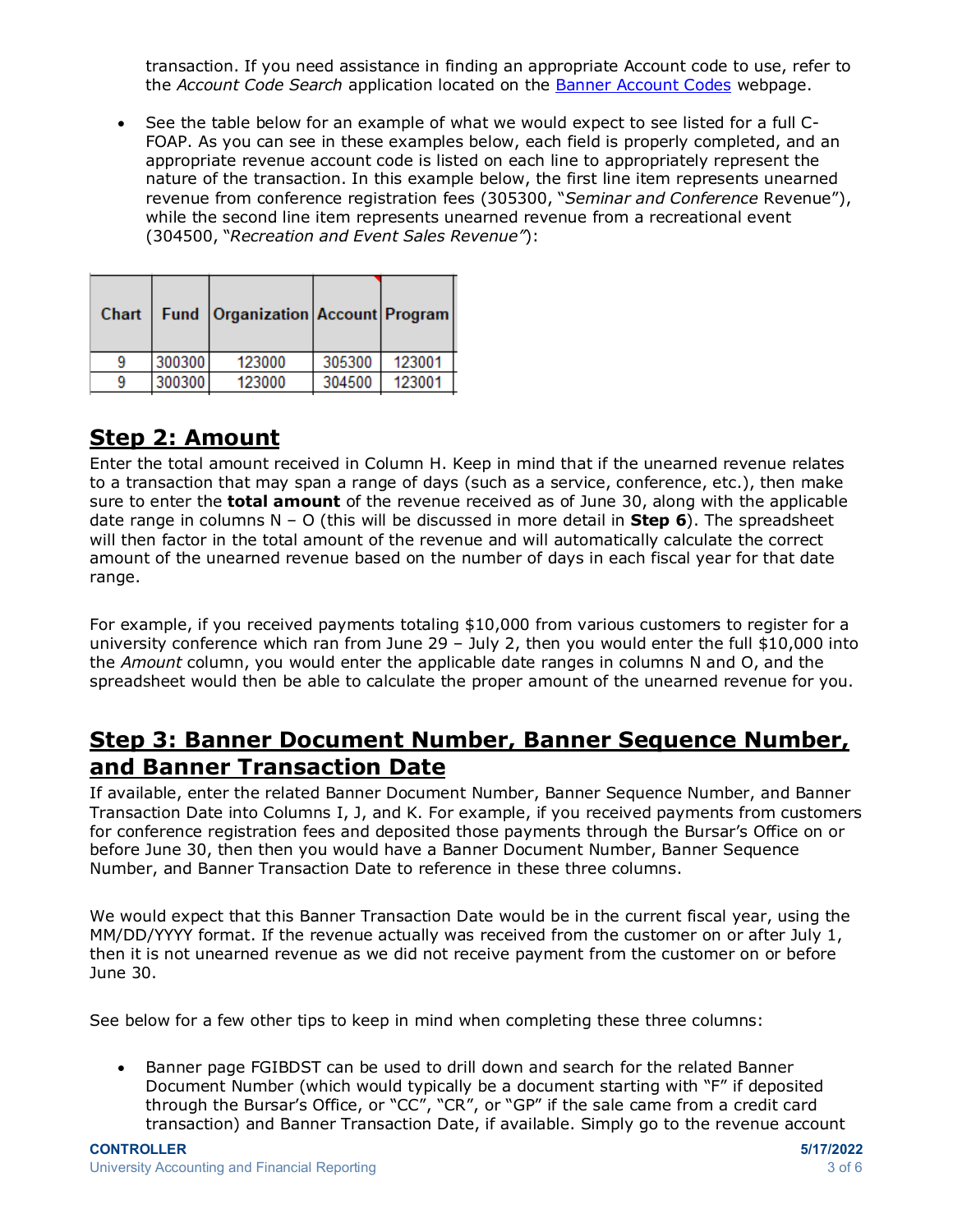transaction. If you need assistance in finding an appropriate Account code to use, refer to the *Account Code Search* application located on the [Banner Account Codes](#) webpage.

- See the table below for an example of what we would expect to see listed for a full C-FOAP. As you can see in these examples below, each field is properly completed, and an appropriate revenue account code is listed on each line to appropriately represent the nature of the transaction. In this example below, the first line item represents unearned revenue from conference registration fees (305300, "*Seminar and Conference* Revenue"), while the second line item represents unearned revenue from a recreational event (304500, "*Recreation and Event Sales Revenue"*):

| Chart | Fund | Organization | Account | Program |
|---|---|---|---|---|
| 9 | 300300 | 123000 | 305300 | 123001 |
| 9 | 300300 | 123000 | 304500 | 123001 |

## Step 2: Amount

Enter the total amount received in Column H. Keep in mind that if the unearned revenue relates to a transaction that may span a range of days (such as a service, conference, etc.), then make sure to enter the **total amount** of the revenue received as of June 30, along with the applicable date range in columns N – O (this will be discussed in more detail in **Step 6**). The spreadsheet will then factor in the total amount of the revenue and will automatically calculate the correct amount of the unearned revenue based on the number of days in each fiscal year for that date range.

For example, if you received payments totaling $10,000 from various customers to register for a university conference which ran from June 29 – July 2, then you would enter the full $10,000 into the *Amount* column, you would enter the applicable date ranges in columns N and O, and the spreadsheet would then be able to calculate the proper amount of the unearned revenue for you.

## Step 3: Banner Document Number, Banner Sequence Number, and Banner Transaction Date

If available, enter the related Banner Document Number, Banner Sequence Number, and Banner Transaction Date into Columns I, J, and K. For example, if you received payments from customers for conference registration fees and deposited those payments through the Bursar's Office on or before June 30, then then you would have a Banner Document Number, Banner Sequence Number, and Banner Transaction Date to reference in these three columns.

We would expect that this Banner Transaction Date would be in the current fiscal year, using the MM/DD/YYYY format. If the revenue actually was received from the customer on or after July 1, then it is not unearned revenue as we did not receive payment from the customer on or before June 30.

See below for a few other tips to keep in mind when completing these three columns:

- Banner page FGIBDST can be used to drill down and search for the related Banner Document Number (which would typically be a document starting with "F" if deposited through the Bursar's Office, or "CC", "CR", or "GP" if the sale came from a credit card transaction) and Banner Transaction Date, if available. Simply go to the revenue account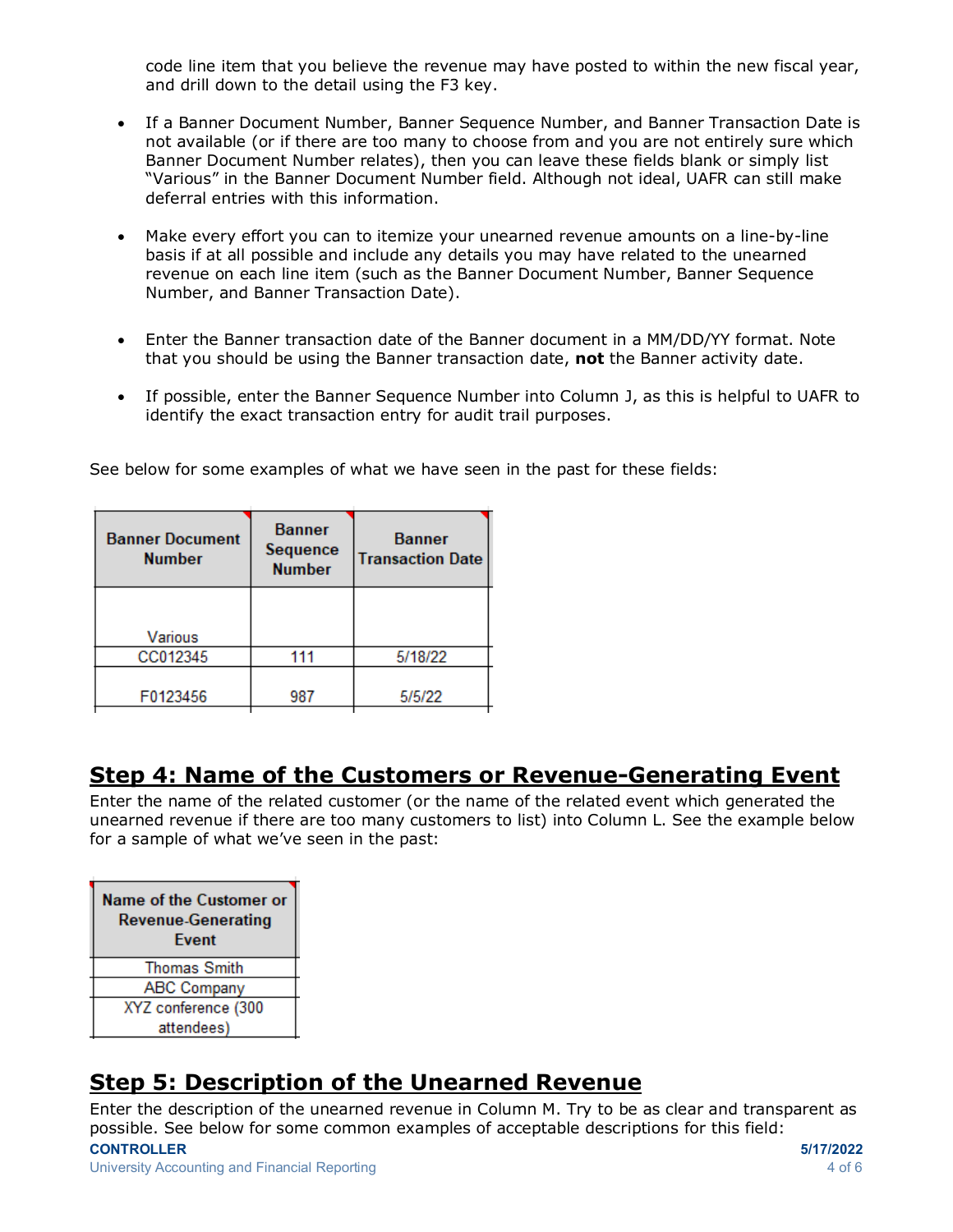code line item that you believe the revenue may have posted to within the new fiscal year, and drill down to the detail using the F3 key.

- If a Banner Document Number, Banner Sequence Number, and Banner Transaction Date is not available (or if there are too many to choose from and you are not entirely sure which Banner Document Number relates), then you can leave these fields blank or simply list "Various" in the Banner Document Number field. Although not ideal, UAFR can still make deferral entries with this information.

- Make every effort you can to itemize your unearned revenue amounts on a line-by-line basis if at all possible and include any details you may have related to the unearned revenue on each line item (such as the Banner Document Number, Banner Sequence Number, and Banner Transaction Date).

- Enter the Banner transaction date of the Banner document in a MM/DD/YY format. Note that you should be using the Banner transaction date, **not** the Banner activity date.

- If possible, enter the Banner Sequence Number into Column J, as this is helpful to UAFR to identify the exact transaction entry for audit trail purposes.

See below for some examples of what we have seen in the past for these fields:

| Banner Document Number | Banner Sequence Number | Banner Transaction Date |
|---|---|---|
| Various | | |
| CC012345 | 111 | 5/18/22 |
| F0123456 | 987 | 5/5/22 |

## Step 4: Name of the Customers or Revenue-Generating Event

Enter the name of the related customer (or the name of the related event which generated the unearned revenue if there are too many customers to list) into Column L. See the example below for a sample of what we've seen in the past:

| Name of the Customer or Revenue-Generating Event |
|---|
| Thomas Smith |
| ABC Company |
| XYZ conference (300 attendees) |

## Step 5: Description of the Unearned Revenue

Enter the description of the unearned revenue in Column M. Try to be as clear and transparent as possible. See below for some common examples of acceptable descriptions for this field: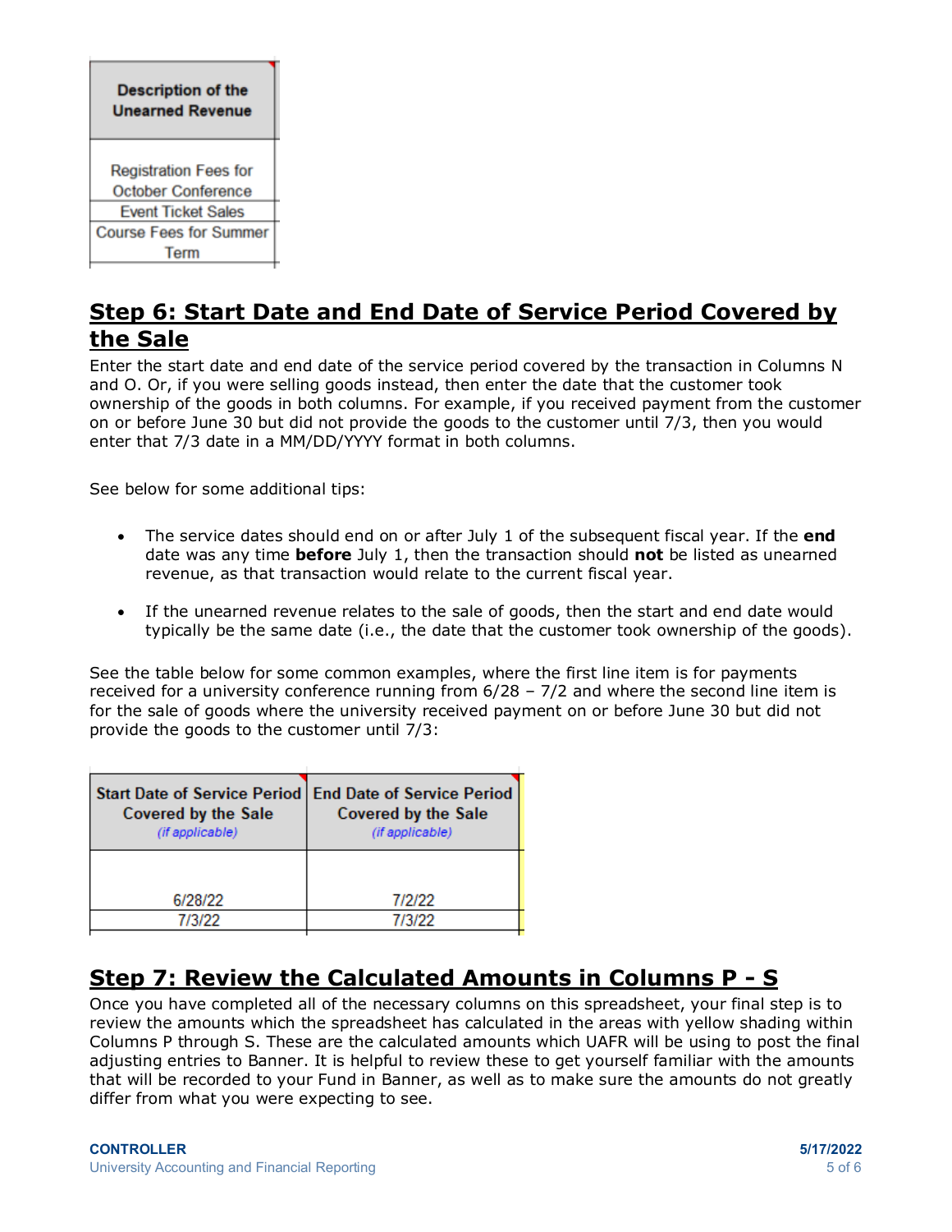| Description of the Unearned Revenue |
|---|
| Registration Fees for October Conference |
| Event Ticket Sales |
| Course Fees for Summer Term |

## Step 6: Start Date and End Date of Service Period Covered by the Sale

Enter the start date and end date of the service period covered by the transaction in Columns N and O. Or, if you were selling goods instead, then enter the date that the customer took ownership of the goods in both columns. For example, if you received payment from the customer on or before June 30 but did not provide the goods to the customer until 7/3, then you would enter that 7/3 date in a MM/DD/YYYY format in both columns.

See below for some additional tips:

- The service dates should end on or after July 1 of the subsequent fiscal year. If the **end** date was any time **before** July 1, then the transaction should **not** be listed as unearned revenue, as that transaction would relate to the current fiscal year.
- If the unearned revenue relates to the sale of goods, then the start and end date would typically be the same date (i.e., the date that the customer took ownership of the goods).

See the table below for some common examples, where the first line item is for payments received for a university conference running from 6/28 – 7/2 and where the second line item is for the sale of goods where the university received payment on or before June 30 but did not provide the goods to the customer until 7/3:

| Start Date of Service Period Covered by the Sale *(if applicable)* | End Date of Service Period Covered by the Sale *(if applicable)* |
|---|---|
| 6/28/22 | 7/2/22 |
| 7/3/22 | 7/3/22 |

## Step 7: Review the Calculated Amounts in Columns P - S

Once you have completed all of the necessary columns on this spreadsheet, your final step is to review the amounts which the spreadsheet has calculated in the areas with yellow shading within Columns P through S. These are the calculated amounts which UAFR will be using to post the final adjusting entries to Banner. It is helpful to review these to get yourself familiar with the amounts that will be recorded to your Fund in Banner, as well as to make sure the amounts do not greatly differ from what you were expecting to see.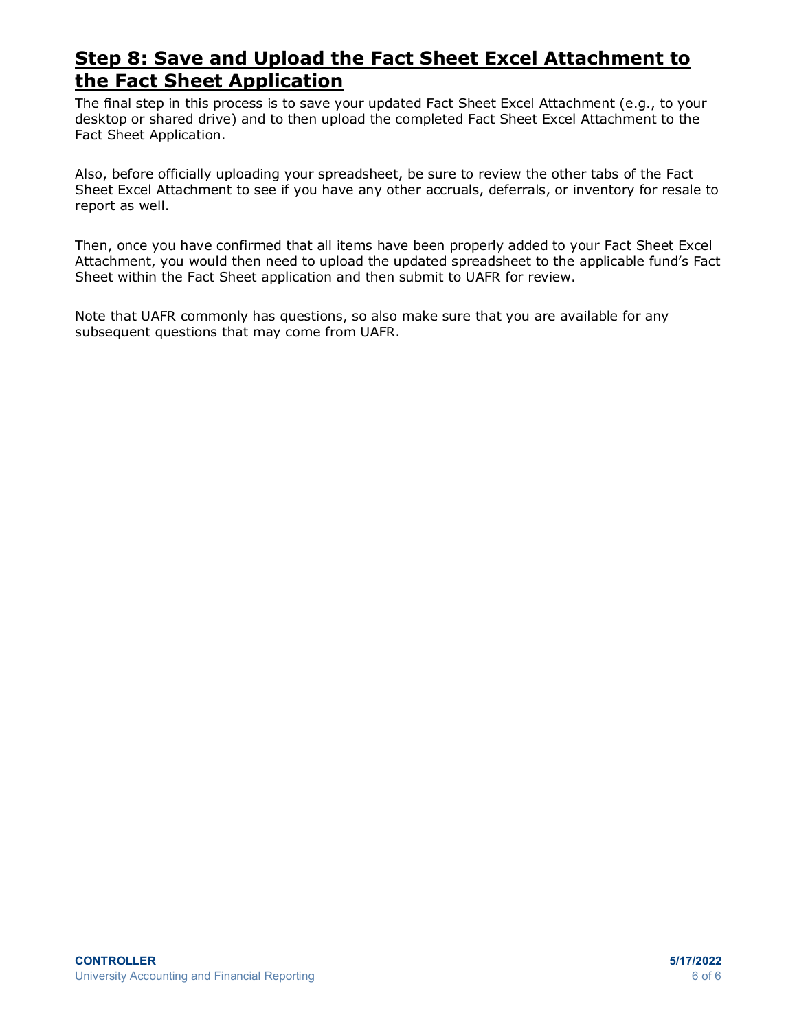## Step 8: Save and Upload the Fact Sheet Excel Attachment to the Fact Sheet Application

The final step in this process is to save your updated Fact Sheet Excel Attachment (e.g., to your desktop or shared drive) and to then upload the completed Fact Sheet Excel Attachment to the Fact Sheet Application.

Also, before officially uploading your spreadsheet, be sure to review the other tabs of the Fact Sheet Excel Attachment to see if you have any other accruals, deferrals, or inventory for resale to report as well.

Then, once you have confirmed that all items have been properly added to your Fact Sheet Excel Attachment, you would then need to upload the updated spreadsheet to the applicable fund's Fact Sheet within the Fact Sheet application and then submit to UAFR for review.

Note that UAFR commonly has questions, so also make sure that you are available for any subsequent questions that may come from UAFR.